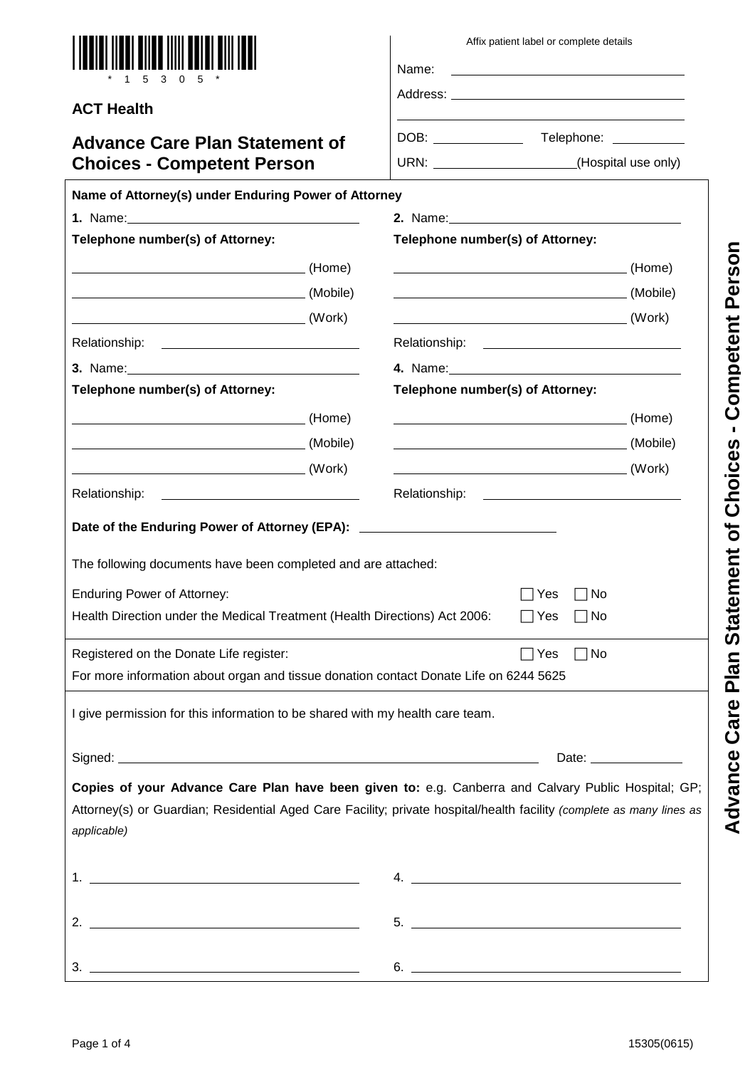\* 1 5 3 0 5 \*

**ACT Health**

# Advance Care Plan Statement of Choices - Competent Person

Affix patient label or complete details

Name: ______________________

Address: ______________________

______________________

DOB: ____________ Telephone: ____________

URN: ____________(Hospital use only)

**Name of Attorney(s) under Enduring Power of Attorney**

**1.** Name: ______________________

**Telephone number(s) of Attorney:**

______________________ (Home)

______________________ (Mobile)

______________________ (Work)

Relationship: ______________________

**2.** Name: ______________________

**Telephone number(s) of Attorney:**

______________________ (Home)

______________________ (Mobile)

______________________ (Work)

Relationship: ______________________

**3.** Name: ______________________

**Telephone number(s) of Attorney:**

______________________ (Home)

______________________ (Mobile)

______________________ (Work)

Relationship: ______________________

**4.** Name: ______________________

**Telephone number(s) of Attorney:**

______________________ (Home)

______________________ (Mobile)

______________________ (Work)

Relationship: ______________________

**Date of the Enduring Power of Attorney (EPA):** ______________________

The following documents have been completed and are attached:

Enduring Power of Attorney: ☐ Yes ☐ No

Health Direction under the Medical Treatment (Health Directions) Act 2006: ☐ Yes ☐ No

Registered on the Donate Life register: ☐ Yes ☐ No

For more information about organ and tissue donation contact Donate Life on 6244 5625

I give permission for this information to be shared with my health care team.

Signed: ______________________ Date: ____________

**Copies of your Advance Care Plan have been given to:** e.g. Canberra and Calvary Public Hospital; GP; Attorney(s) or Guardian; Residential Aged Care Facility; private hospital/health facility *(complete as many lines as applicable)*

1. ______________________
2. ______________________
3. ______________________
4. ______________________
5. ______________________
6. ______________________

15305(0615)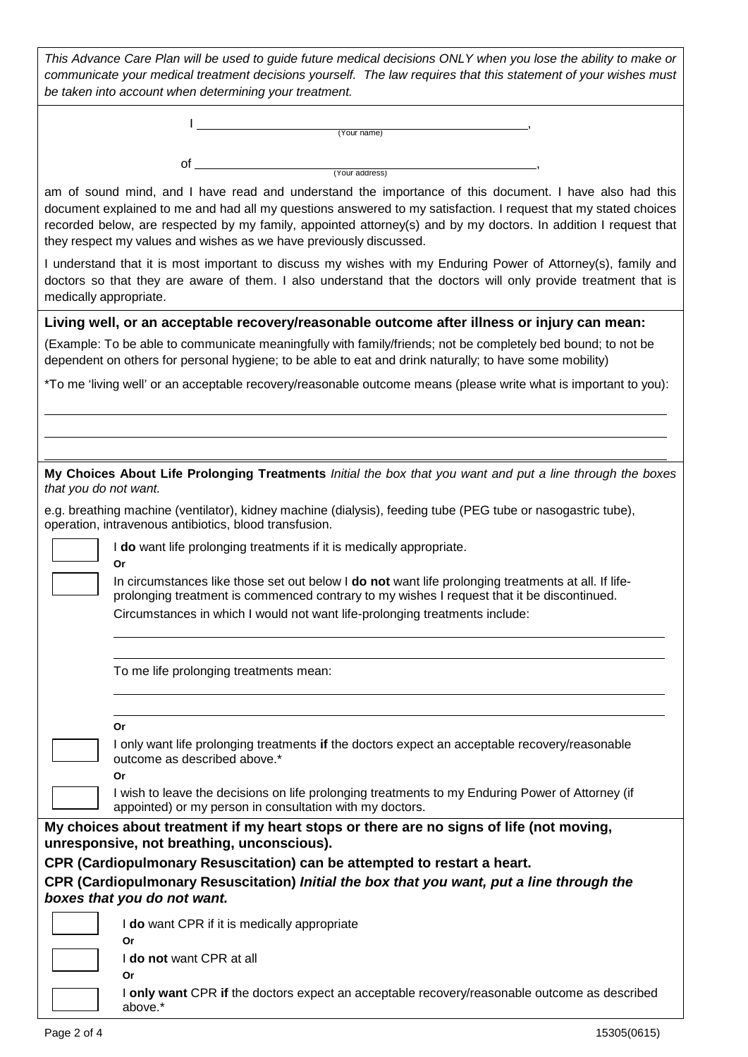*This Advance Care Plan will be used to guide future medical decisions ONLY when you lose the ability to make or communicate your medical treatment decisions yourself. The law requires that this statement of your wishes must be taken into account when determining your treatment.*

I ______________________________________________,
(Your name)

of ______________________________________________,
(Your address)

am of sound mind, and I have read and understand the importance of this document. I have also had this document explained to me and had all my questions answered to my satisfaction. I request that my stated choices recorded below, are respected by my family, appointed attorney(s) and by my doctors. In addition I request that they respect my values and wishes as we have previously discussed.

I understand that it is most important to discuss my wishes with my Enduring Power of Attorney(s), family and doctors so that they are aware of them. I also understand that the doctors will only provide treatment that is medically appropriate.

**Living well, or an acceptable recovery/reasonable outcome after illness or injury can mean:**

(Example: To be able to communicate meaningfully with family/friends; not be completely bed bound; to not be dependent on others for personal hygiene; to be able to eat and drink naturally; to have some mobility)

*To me 'living well' or an acceptable recovery/reasonable outcome means (please write what is important to you):

______________________________________________

______________________________________________

______________________________________________

**My Choices About Life Prolonging Treatments** *Initial the box that you want and put a line through the boxes that you do not want.*

e.g. breathing machine (ventilator), kidney machine (dialysis), feeding tube (PEG tube or nasogastric tube), operation, intravenous antibiotics, blood transfusion.

☐ I **do** want life prolonging treatments if it is medically appropriate.

**Or**

☐ In circumstances like those set out below I **do not** want life prolonging treatments at all. If life-prolonging treatment is commenced contrary to my wishes I request that it be discontinued.

Circumstances in which I would not want life-prolonging treatments include:

______________________________________________

______________________________________________

To me life prolonging treatments mean:

______________________________________________

______________________________________________

**Or**

☐ I only want life prolonging treatments **if** the doctors expect an acceptable recovery/reasonable outcome as described above.*

**Or**

☐ I wish to leave the decisions on life prolonging treatments to my Enduring Power of Attorney (if appointed) or my person in consultation with my doctors.

**My choices about treatment if my heart stops or there are no signs of life (not moving, unresponsive, not breathing, unconscious).**

**CPR (Cardiopulmonary Resuscitation) can be attempted to restart a heart.**

**CPR (Cardiopulmonary Resuscitation)** ***Initial the box that you want, put a line through the boxes that you do not want.***

☐ I **do** want CPR if it is medically appropriate

**Or**

☐ I **do not** want CPR at all

**Or**

☐ I **only want** CPR **if** the doctors expect an acceptable recovery/reasonable outcome as described above.*

15305(0615)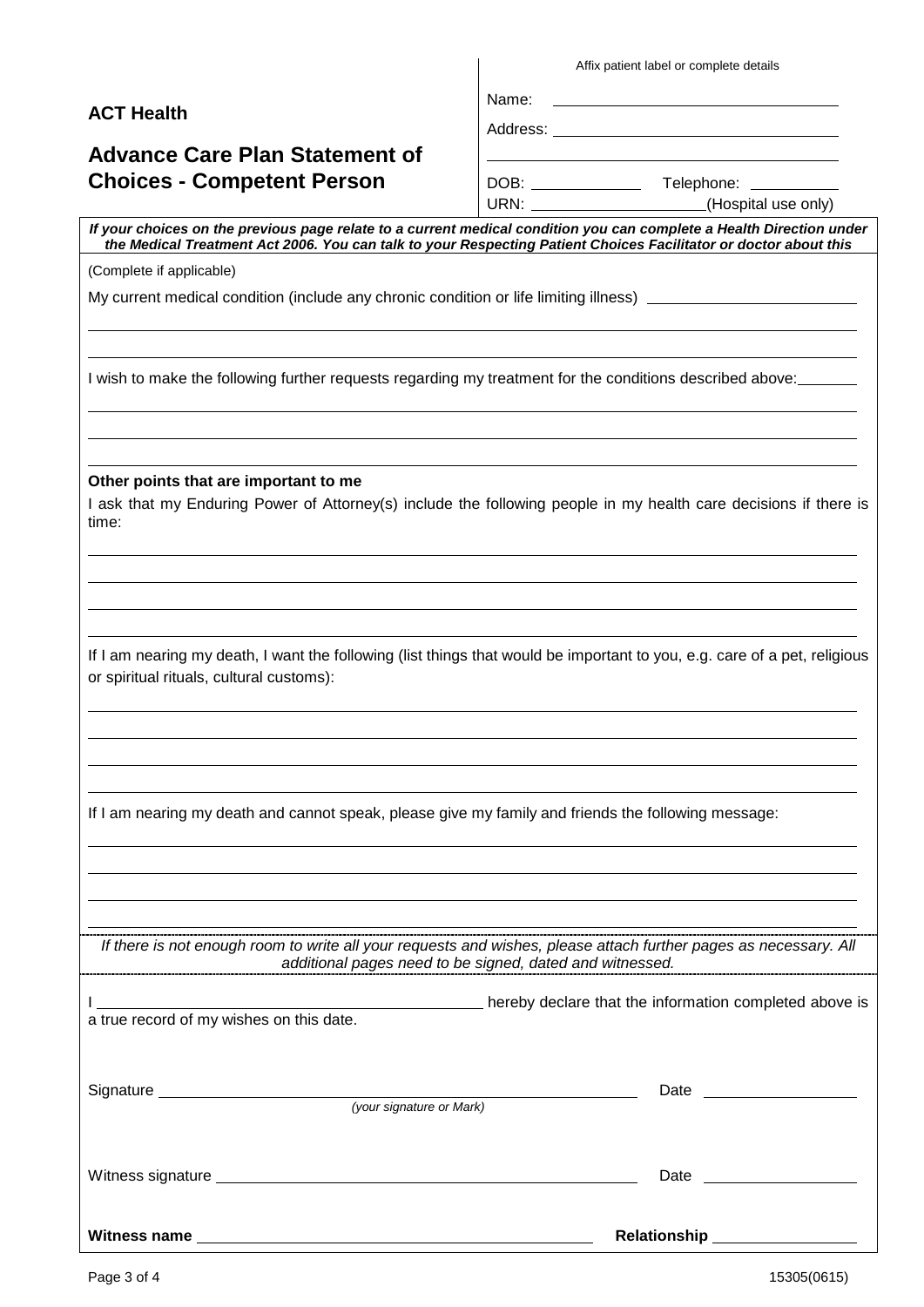Affix patient label or complete details

**ACT Health**

## Advance Care Plan Statement of Choices - Competent Person

Name: \_\_\_\_\_\_\_\_\_\_\_\_\_\_\_\_\_\_\_\_\_\_\_\_\_\_\_\_\_\_\_\_

Address: \_\_\_\_\_\_\_\_\_\_\_\_\_\_\_\_\_\_\_\_\_\_\_\_\_\_\_\_\_\_\_\_

\_\_\_\_\_\_\_\_\_\_\_\_\_\_\_\_\_\_\_\_\_\_\_\_\_\_\_\_\_\_\_\_\_\_\_\_\_\_\_\_

DOB: \_\_\_\_\_\_\_\_\_\_\_\_ Telephone: \_\_\_\_\_\_\_\_\_\_

URN: \_\_\_\_\_\_\_\_\_\_\_\_\_\_\_\_\_\_\_\_(Hospital use only)

***If your choices on the previous page relate to a current medical condition you can complete a Health Direction under the Medical Treatment Act 2006. You can talk to your Respecting Patient Choices Facilitator or doctor about this***

(Complete if applicable)

My current medical condition (include any chronic condition or life limiting illness) \_\_\_\_\_\_\_\_\_\_\_\_\_\_\_\_\_\_\_\_\_\_\_\_

\_\_\_\_\_\_\_\_\_\_\_\_\_\_\_\_\_\_\_\_\_\_\_\_\_\_\_\_\_\_\_\_\_\_\_\_\_\_\_\_\_\_\_\_\_\_\_\_\_\_\_\_\_\_\_\_\_\_\_\_\_\_\_\_\_\_\_\_\_\_\_\_\_\_\_\_\_\_

\_\_\_\_\_\_\_\_\_\_\_\_\_\_\_\_\_\_\_\_\_\_\_\_\_\_\_\_\_\_\_\_\_\_\_\_\_\_\_\_\_\_\_\_\_\_\_\_\_\_\_\_\_\_\_\_\_\_\_\_\_\_\_\_\_\_\_\_\_\_\_\_\_\_\_\_\_\_

I wish to make the following further requests regarding my treatment for the conditions described above:\_\_\_\_\_\_\_

\_\_\_\_\_\_\_\_\_\_\_\_\_\_\_\_\_\_\_\_\_\_\_\_\_\_\_\_\_\_\_\_\_\_\_\_\_\_\_\_\_\_\_\_\_\_\_\_\_\_\_\_\_\_\_\_\_\_\_\_\_\_\_\_\_\_\_\_\_\_\_\_\_\_\_\_\_\_

\_\_\_\_\_\_\_\_\_\_\_\_\_\_\_\_\_\_\_\_\_\_\_\_\_\_\_\_\_\_\_\_\_\_\_\_\_\_\_\_\_\_\_\_\_\_\_\_\_\_\_\_\_\_\_\_\_\_\_\_\_\_\_\_\_\_\_\_\_\_\_\_\_\_\_\_\_\_

\_\_\_\_\_\_\_\_\_\_\_\_\_\_\_\_\_\_\_\_\_\_\_\_\_\_\_\_\_\_\_\_\_\_\_\_\_\_\_\_\_\_\_\_\_\_\_\_\_\_\_\_\_\_\_\_\_\_\_\_\_\_\_\_\_\_\_\_\_\_\_\_\_\_\_\_\_\_

**Other points that are important to me**

I ask that my Enduring Power of Attorney(s) include the following people in my health care decisions if there is time:

\_\_\_\_\_\_\_\_\_\_\_\_\_\_\_\_\_\_\_\_\_\_\_\_\_\_\_\_\_\_\_\_\_\_\_\_\_\_\_\_\_\_\_\_\_\_\_\_\_\_\_\_\_\_\_\_\_\_\_\_\_\_\_\_\_\_\_\_\_\_\_\_\_\_\_\_\_\_

\_\_\_\_\_\_\_\_\_\_\_\_\_\_\_\_\_\_\_\_\_\_\_\_\_\_\_\_\_\_\_\_\_\_\_\_\_\_\_\_\_\_\_\_\_\_\_\_\_\_\_\_\_\_\_\_\_\_\_\_\_\_\_\_\_\_\_\_\_\_\_\_\_\_\_\_\_\_

\_\_\_\_\_\_\_\_\_\_\_\_\_\_\_\_\_\_\_\_\_\_\_\_\_\_\_\_\_\_\_\_\_\_\_\_\_\_\_\_\_\_\_\_\_\_\_\_\_\_\_\_\_\_\_\_\_\_\_\_\_\_\_\_\_\_\_\_\_\_\_\_\_\_\_\_\_\_

\_\_\_\_\_\_\_\_\_\_\_\_\_\_\_\_\_\_\_\_\_\_\_\_\_\_\_\_\_\_\_\_\_\_\_\_\_\_\_\_\_\_\_\_\_\_\_\_\_\_\_\_\_\_\_\_\_\_\_\_\_\_\_\_\_\_\_\_\_\_\_\_\_\_\_\_\_\_

If I am nearing my death, I want the following (list things that would be important to you, e.g. care of a pet, religious or spiritual rituals, cultural customs):

\_\_\_\_\_\_\_\_\_\_\_\_\_\_\_\_\_\_\_\_\_\_\_\_\_\_\_\_\_\_\_\_\_\_\_\_\_\_\_\_\_\_\_\_\_\_\_\_\_\_\_\_\_\_\_\_\_\_\_\_\_\_\_\_\_\_\_\_\_\_\_\_\_\_\_\_\_\_

\_\_\_\_\_\_\_\_\_\_\_\_\_\_\_\_\_\_\_\_\_\_\_\_\_\_\_\_\_\_\_\_\_\_\_\_\_\_\_\_\_\_\_\_\_\_\_\_\_\_\_\_\_\_\_\_\_\_\_\_\_\_\_\_\_\_\_\_\_\_\_\_\_\_\_\_\_\_

\_\_\_\_\_\_\_\_\_\_\_\_\_\_\_\_\_\_\_\_\_\_\_\_\_\_\_\_\_\_\_\_\_\_\_\_\_\_\_\_\_\_\_\_\_\_\_\_\_\_\_\_\_\_\_\_\_\_\_\_\_\_\_\_\_\_\_\_\_\_\_\_\_\_\_\_\_\_

\_\_\_\_\_\_\_\_\_\_\_\_\_\_\_\_\_\_\_\_\_\_\_\_\_\_\_\_\_\_\_\_\_\_\_\_\_\_\_\_\_\_\_\_\_\_\_\_\_\_\_\_\_\_\_\_\_\_\_\_\_\_\_\_\_\_\_\_\_\_\_\_\_\_\_\_\_\_

If I am nearing my death and cannot speak, please give my family and friends the following message:

\_\_\_\_\_\_\_\_\_\_\_\_\_\_\_\_\_\_\_\_\_\_\_\_\_\_\_\_\_\_\_\_\_\_\_\_\_\_\_\_\_\_\_\_\_\_\_\_\_\_\_\_\_\_\_\_\_\_\_\_\_\_\_\_\_\_\_\_\_\_\_\_\_\_\_\_\_\_

\_\_\_\_\_\_\_\_\_\_\_\_\_\_\_\_\_\_\_\_\_\_\_\_\_\_\_\_\_\_\_\_\_\_\_\_\_\_\_\_\_\_\_\_\_\_\_\_\_\_\_\_\_\_\_\_\_\_\_\_\_\_\_\_\_\_\_\_\_\_\_\_\_\_\_\_\_\_

\_\_\_\_\_\_\_\_\_\_\_\_\_\_\_\_\_\_\_\_\_\_\_\_\_\_\_\_\_\_\_\_\_\_\_\_\_\_\_\_\_\_\_\_\_\_\_\_\_\_\_\_\_\_\_\_\_\_\_\_\_\_\_\_\_\_\_\_\_\_\_\_\_\_\_\_\_\_

\_\_\_\_\_\_\_\_\_\_\_\_\_\_\_\_\_\_\_\_\_\_\_\_\_\_\_\_\_\_\_\_\_\_\_\_\_\_\_\_\_\_\_\_\_\_\_\_\_\_\_\_\_\_\_\_\_\_\_\_\_\_\_\_\_\_\_\_\_\_\_\_\_\_\_\_\_\_

*If there is not enough room to write all your requests and wishes, please attach further pages as necessary. All additional pages need to be signed, dated and witnessed.*

I \_\_\_\_\_\_\_\_\_\_\_\_\_\_\_\_\_\_\_\_\_\_\_\_\_\_\_\_\_\_\_\_\_\_\_\_\_\_\_\_\_\_ hereby declare that the information completed above is a true record of my wishes on this date.

Signature \_\_\_\_\_\_\_\_\_\_\_\_\_\_\_\_\_\_\_\_\_\_\_\_\_\_\_\_\_\_\_\_\_\_\_\_\_\_\_\_\_\_\_\_\_\_\_\_\_ Date \_\_\_\_\_\_\_\_\_\_\_\_\_\_\_\_\_

*(your signature or Mark)*

Witness signature \_\_\_\_\_\_\_\_\_\_\_\_\_\_\_\_\_\_\_\_\_\_\_\_\_\_\_\_\_\_\_\_\_\_\_\_\_\_\_\_\_\_\_\_\_ Date \_\_\_\_\_\_\_\_\_\_\_\_\_\_\_\_\_

**Witness name** \_\_\_\_\_\_\_\_\_\_\_\_\_\_\_\_\_\_\_\_\_\_\_\_\_\_\_\_\_\_\_\_\_\_\_\_\_\_\_\_\_\_\_ **Relationship** \_\_\_\_\_\_\_\_\_\_\_\_\_\_\_\_

15305(0615)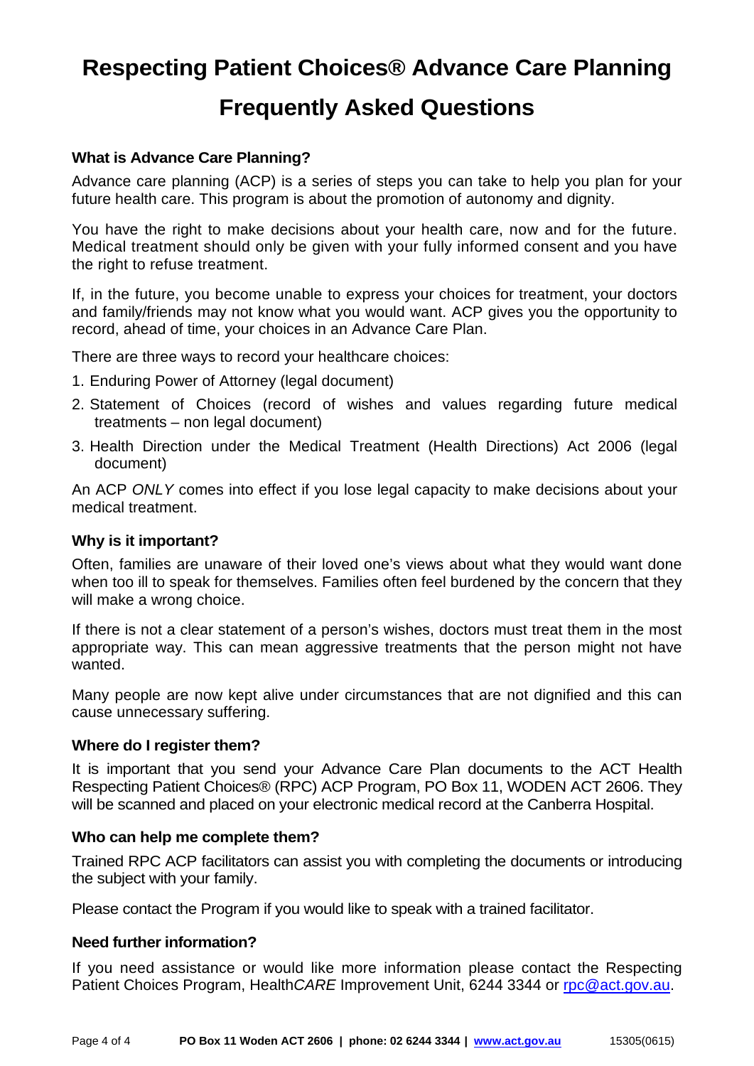# Respecting Patient Choices® Advance Care Planning

# Frequently Asked Questions

### What is Advance Care Planning?

Advance care planning (ACP) is a series of steps you can take to help you plan for your future health care. This program is about the promotion of autonomy and dignity.

You have the right to make decisions about your health care, now and for the future. Medical treatment should only be given with your fully informed consent and you have the right to refuse treatment.

If, in the future, you become unable to express your choices for treatment, your doctors and family/friends may not know what you would want. ACP gives you the opportunity to record, ahead of time, your choices in an Advance Care Plan.

There are three ways to record your healthcare choices:

1. Enduring Power of Attorney (legal document)
2. Statement of Choices (record of wishes and values regarding future medical treatments – non legal document)
3. Health Direction under the Medical Treatment (Health Directions) Act 2006 (legal document)

An ACP *ONLY* comes into effect if you lose legal capacity to make decisions about your medical treatment.

### Why is it important?

Often, families are unaware of their loved one's views about what they would want done when too ill to speak for themselves. Families often feel burdened by the concern that they will make a wrong choice.

If there is not a clear statement of a person's wishes, doctors must treat them in the most appropriate way. This can mean aggressive treatments that the person might not have wanted.

Many people are now kept alive under circumstances that are not dignified and this can cause unnecessary suffering.

### Where do I register them?

It is important that you send your Advance Care Plan documents to the ACT Health Respecting Patient Choices® (RPC) ACP Program, PO Box 11, WODEN ACT 2606. They will be scanned and placed on your electronic medical record at the Canberra Hospital.

### Who can help me complete them?

Trained RPC ACP facilitators can assist you with completing the documents or introducing the subject with your family.

Please contact the Program if you would like to speak with a trained facilitator.

### Need further information?

If you need assistance or would like more information please contact the Respecting Patient Choices Program, Health*CARE* Improvement Unit, 6244 3344 or [rpc@act.gov.au](mailto:rpc@act.gov.au).

**PO Box 11 Woden ACT 2606 | phone: 02 6244 3344 | [www.act.gov.au](http://www.act.gov.au)** 15305(0615)